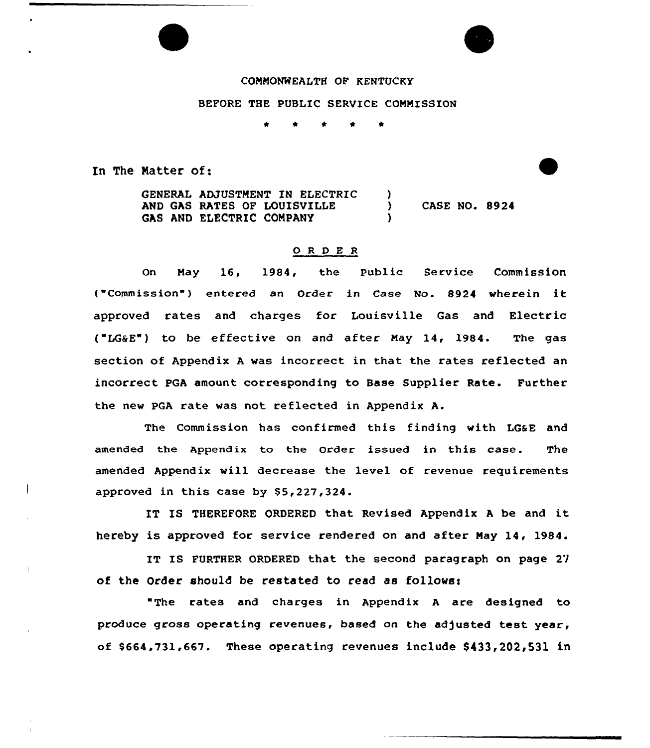COMMONWEALTH OF KENTUCKY

BEFORE THE PUBLIC SERVICE COMMISSION

\* \* \* \* \*

In The Matter of:

| | | |
|---|---|---|
| GENERAL ADJUSTMENT IN ELECTRIC AND GAS RATES OF LOUISVILLE GAS AND ELECTRIC COMPANY | ) ) ) | CASE NO. 8924 |

## O R D E R

On May 16, 1984, the Public Service Commission ("Commission") entered an Order in Case No. 8924 wherein it approved rates and charges for Louisville Gas and Electric ("LG&E") to be effective on and after May 14, 1984. The gas section of Appendix A was incorrect in that the rates reflected an incorrect PGA amount corresponding to Base Supplier Rate. Further the new PGA rate was not reflected in Appendix A.

The Commission has confirmed this finding with LG&E and amended the Appendix to the Order issued in this case. The amended Appendix will decrease the level of revenue requirements approved in this case by $5,227,324.

IT IS THEREFORE ORDERED that Revised Appendix A be and it hereby is approved for service rendered on and after May 14, 1984.

IT IS FURTHER ORDERED that the second paragraph on page 27 of the Order should be restated to read as follows:

"The rates and charges in Appendix A are designed to produce gross operating revenues, based on the adjusted test year, of $664,731,667. These operating revenues include $433,202,531 in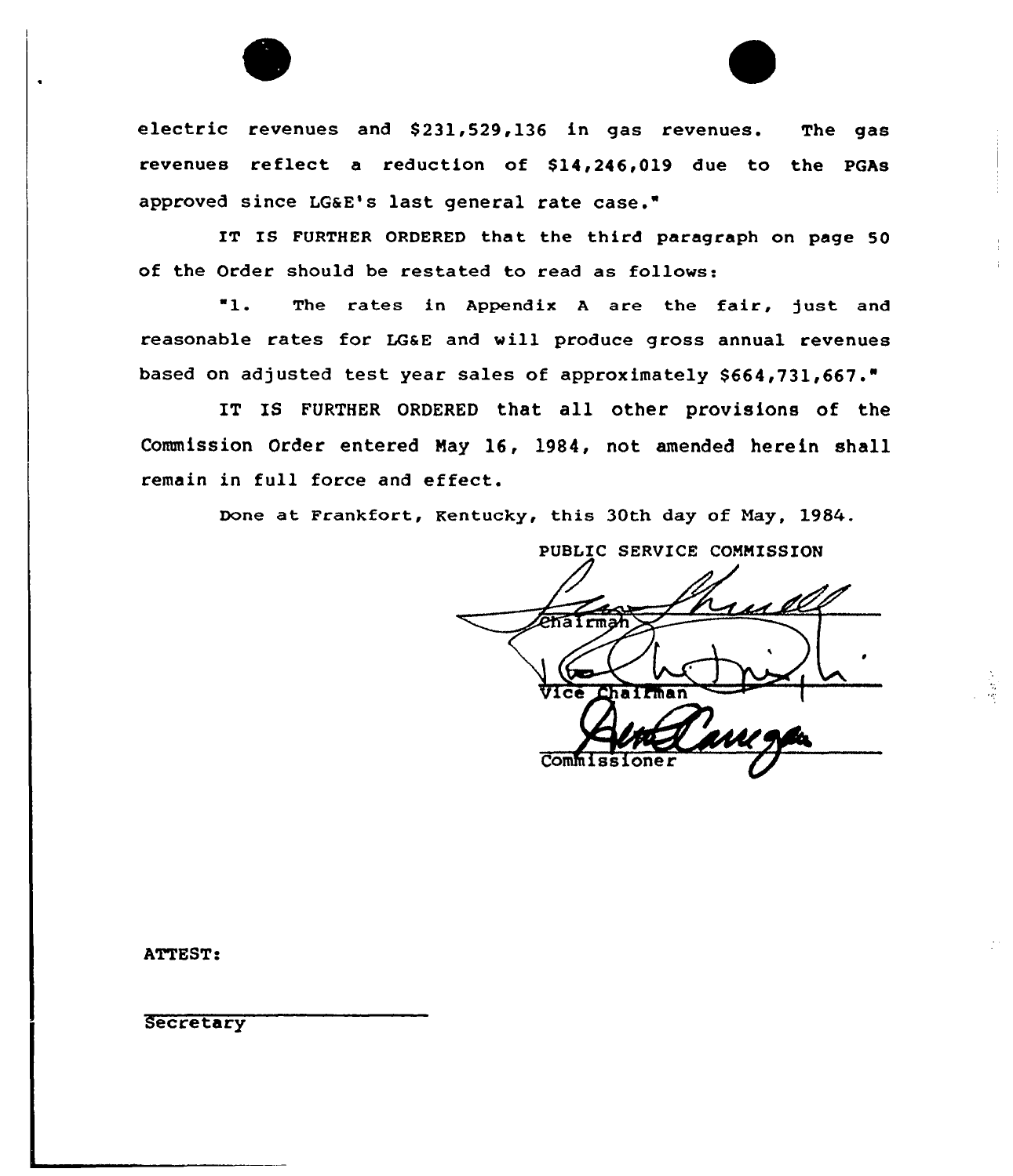electric revenues and $231,529,136 in gas revenues. The gas revenues reflect a reduction of $14,246,019 due to the PGAs approved since LG&E's last general rate case."

IT IS FURTHER ORDERED that the third paragraph on page 50 of the Order should be restated to read as follows:

"1. The rates in Appendix A are the fair, just and reasonable rates for LG&E and will produce gross annual revenues based on adjusted test year sales of approximately $664,731,667."

IT IS FURTHER ORDERED that all other provisions of the Commission Order entered May 16, 1984, not amended herein shall remain in full force and effect.

Done at Frankfort, Kentucky, this 30th day of May, 1984.

PUBLIC SERVICE COMMISSION

Chairman

Vice Chairman

Commissioner

ATTEST:

Secretary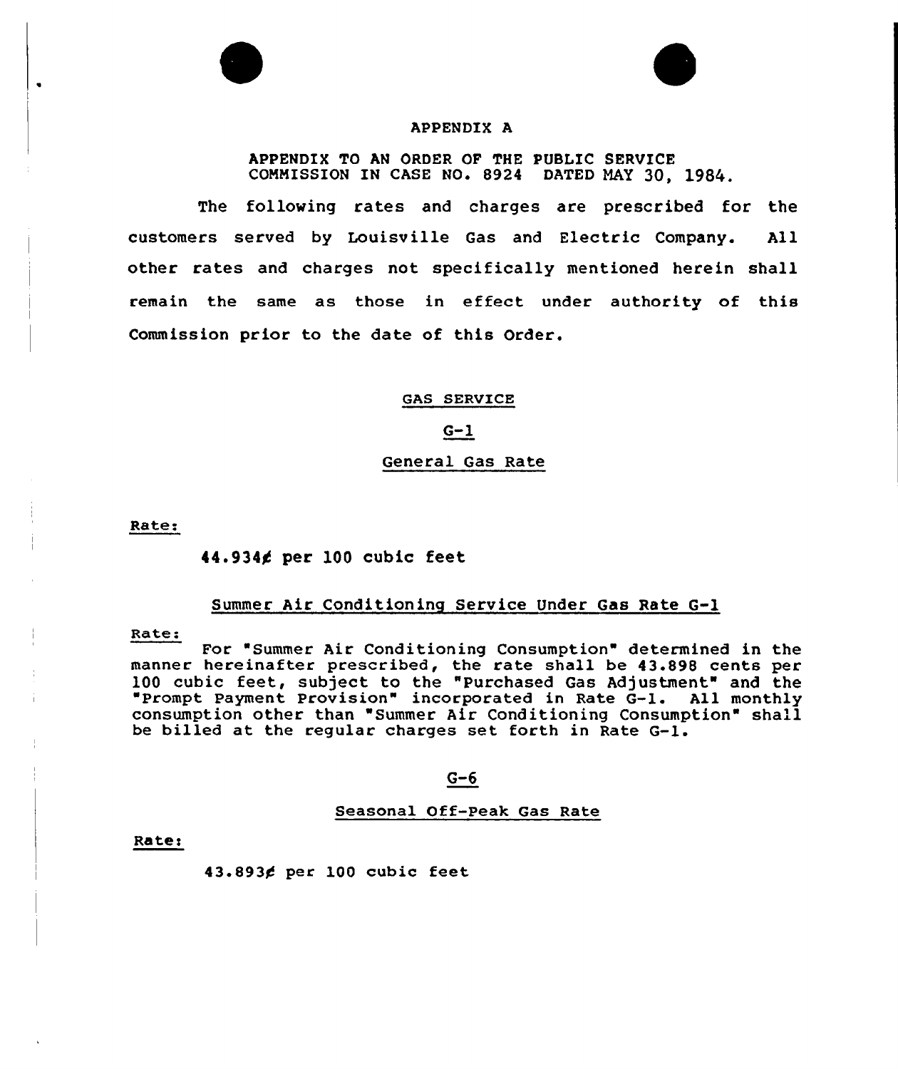# APPENDIX A

APPENDIX TO AN ORDER OF THE PUBLIC SERVICE COMMISSION IN CASE NO. 8924 DATED MAY 30, 1984.

The following rates and charges are prescribed for the customers served by Louisville Gas and Electric Company. All other rates and charges not specifically mentioned herein shall remain the same as those in effect under authority of this Commission prior to the date of this Order.

## GAS SERVICE

### G-1

### General Gas Rate

Rate:

44.934¢ per 100 cubic feet

### Summer Air Conditioning Service Under Gas Rate G-1

Rate:

For "Summer Air Conditioning Consumption" determined in the manner hereinafter prescribed, the rate shall be 43.898 cents per 100 cubic feet, subject to the "Purchased Gas Adjustment" and the "Prompt Payment Provision" incorporated in Rate G-1. All monthly consumption other than "Summer Air Conditioning Consumption" shall be billed at the regular charges set forth in Rate G-1.

### G-6

### Seasonal Off-Peak Gas Rate

Rate:

43.893¢ per 100 cubic feet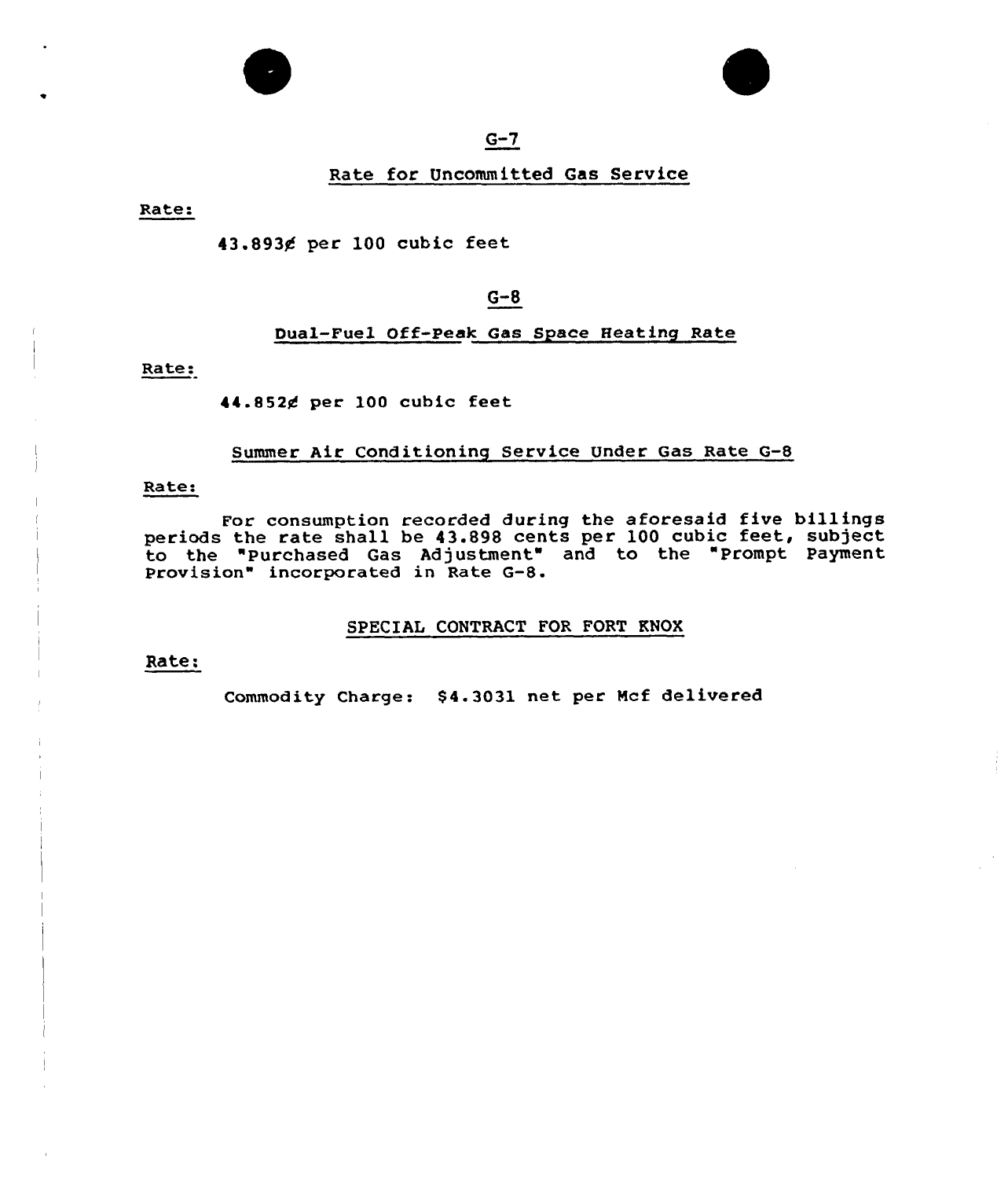## G-7

### Rate for Uncommitted Gas Service

Rate:

43.893¢ per 100 cubic feet

## G-8

### Dual-Fuel Off-Peak Gas Space Heating Rate

Rate:

44.852¢ per 100 cubic feet

### Summer Air Conditioning Service Under Gas Rate G-8

Rate:

For consumption recorded during the aforesaid five billings periods the rate shall be 43.898 cents per 100 cubic feet, subject to the "Purchased Gas Adjustment" and to the "Prompt Payment Provision" incorporated in Rate G-8.

### SPECIAL CONTRACT FOR FORT KNOX

Rate:

Commodity Charge: $4.3031 net per Mcf delivered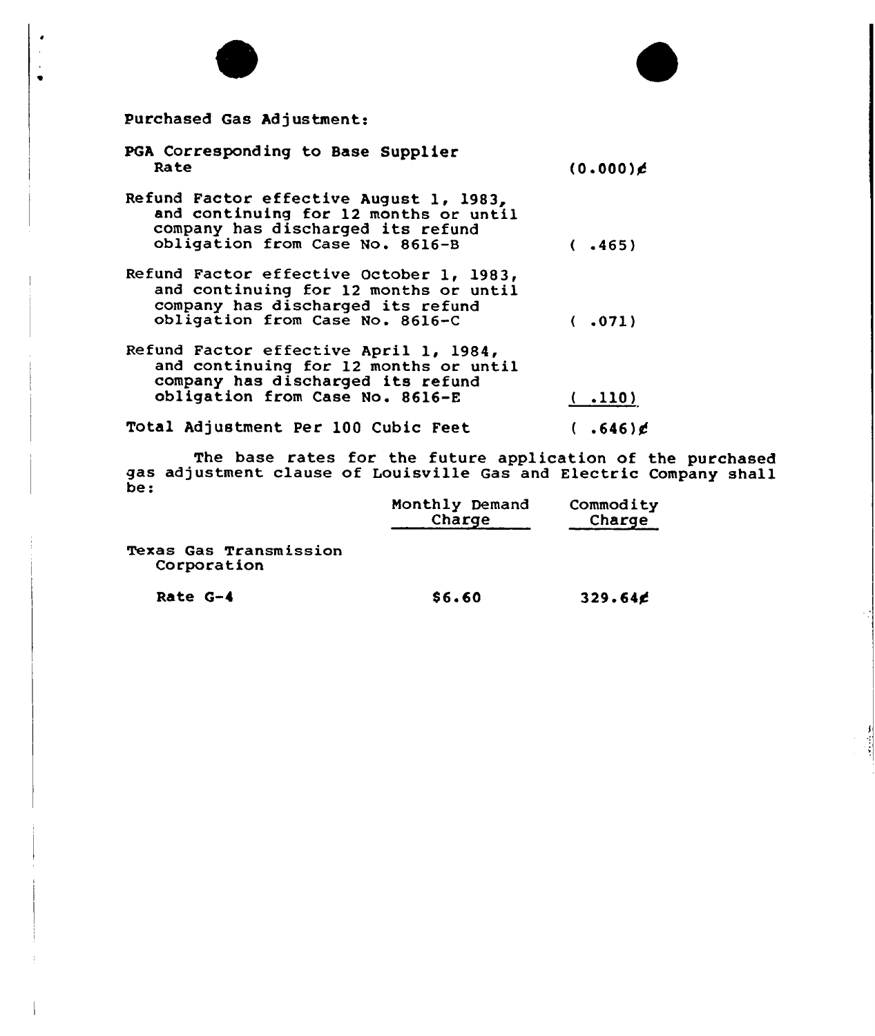Purchased Gas Adjustment:

| | |
|---|---|
| PGA Corresponding to Base Supplier Rate | (0.000)¢ |
| Refund Factor effective August 1, 1983, and continuing for 12 months or until company has discharged its refund obligation from Case No. 8616-B | ( .465) |
| Refund Factor effective October 1, 1983, and continuing for 12 months or until company has discharged its refund obligation from Case No. 8616-C | ( .071) |
| Refund Factor effective April 1, 1984, and continuing for 12 months or until company has discharged its refund obligation from Case No. 8616-E | ( .110) |
| Total Adjustment Per 100 Cubic Feet | ( .646)¢ |

The base rates for the future application of the purchased gas adjustment clause of Louisville Gas and Electric Company shall be:

| | Monthly Demand Charge | Commodity Charge |
|---|---|---|
| Texas Gas Transmission Corporation | | |
| Rate G-4 | $6.60 | 329.64¢ |